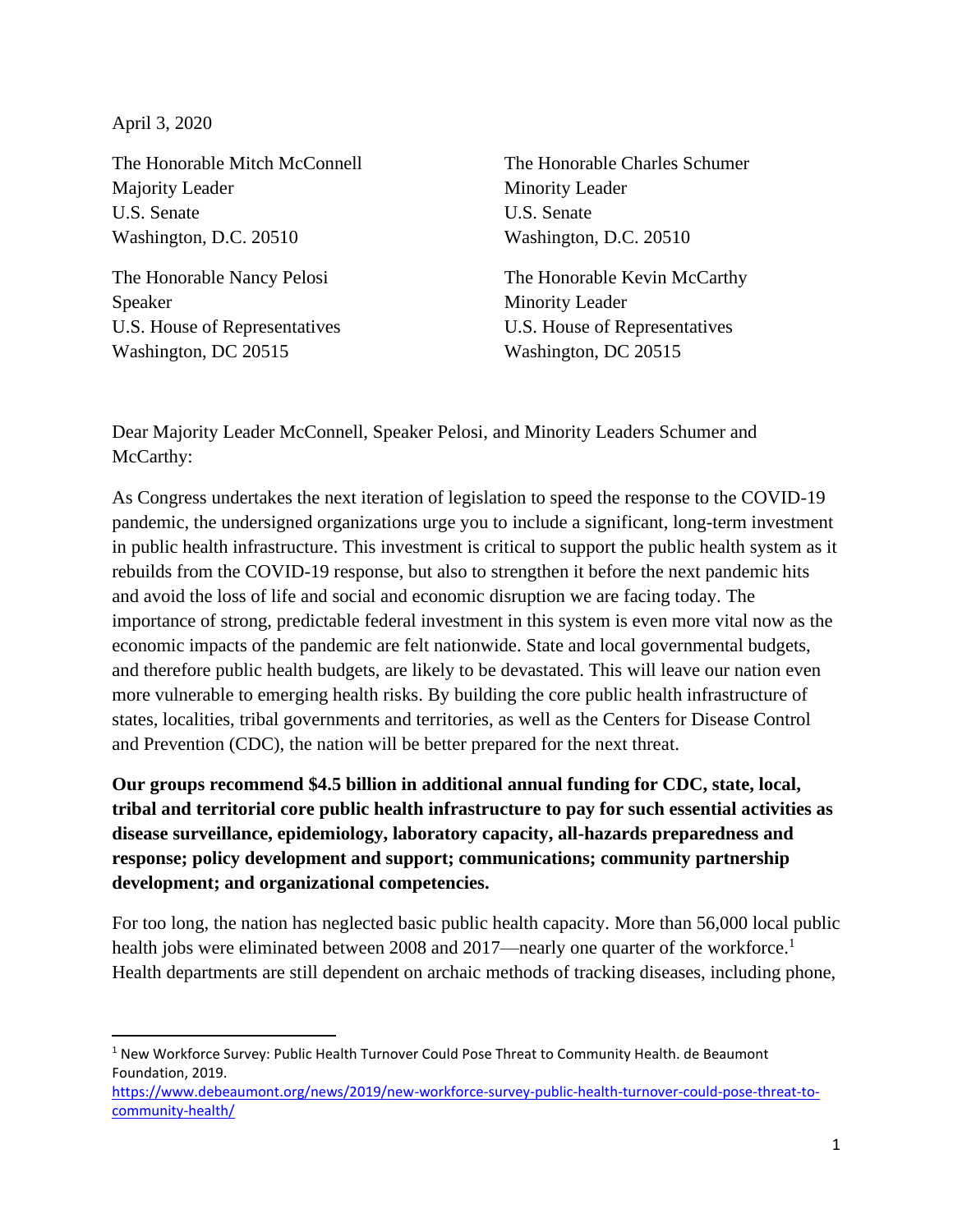April 3, 2020

The Honorable Mitch McConnell
Majority Leader
U.S. Senate
Washington, D.C. 20510

The Honorable Charles Schumer
Minority Leader
U.S. Senate
Washington, D.C. 20510

The Honorable Nancy Pelosi
Speaker
U.S. House of Representatives
Washington, DC 20515

The Honorable Kevin McCarthy
Minority Leader
U.S. House of Representatives
Washington, DC 20515

Dear Majority Leader McConnell, Speaker Pelosi, and Minority Leaders Schumer and McCarthy:

As Congress undertakes the next iteration of legislation to speed the response to the COVID-19 pandemic, the undersigned organizations urge you to include a significant, long-term investment in public health infrastructure. This investment is critical to support the public health system as it rebuilds from the COVID-19 response, but also to strengthen it before the next pandemic hits and avoid the loss of life and social and economic disruption we are facing today. The importance of strong, predictable federal investment in this system is even more vital now as the economic impacts of the pandemic are felt nationwide. State and local governmental budgets, and therefore public health budgets, are likely to be devastated. This will leave our nation even more vulnerable to emerging health risks. By building the core public health infrastructure of states, localities, tribal governments and territories, as well as the Centers for Disease Control and Prevention (CDC), the nation will be better prepared for the next threat.

**Our groups recommend $4.5 billion in additional annual funding for CDC, state, local, tribal and territorial core public health infrastructure to pay for such essential activities as disease surveillance, epidemiology, laboratory capacity, all-hazards preparedness and response; policy development and support; communications; community partnership development; and organizational competencies.**

For too long, the nation has neglected basic public health capacity. More than 56,000 local public health jobs were eliminated between 2008 and 2017—nearly one quarter of the workforce.[1] Health departments are still dependent on archaic methods of tracking diseases, including phone,

[1] New Workforce Survey: Public Health Turnover Could Pose Threat to Community Health. de Beaumont Foundation, 2019. https://www.debeaumont.org/news/2019/new-workforce-survey-public-health-turnover-could-pose-threat-to-community-health/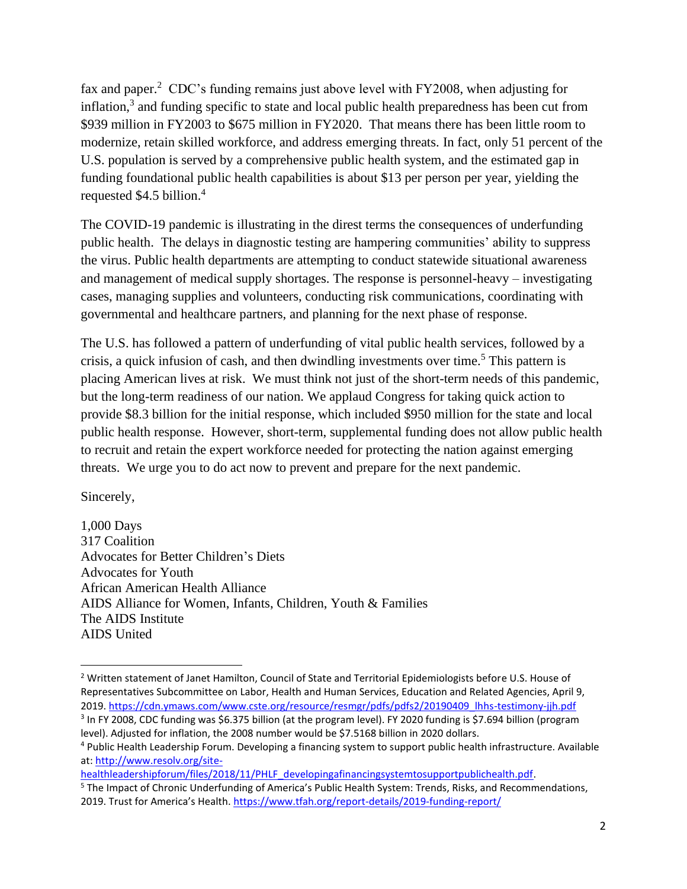fax and paper.[2] CDC's funding remains just above level with FY2008, when adjusting for inflation,[3] and funding specific to state and local public health preparedness has been cut from $939 million in FY2003 to $675 million in FY2020. That means there has been little room to modernize, retain skilled workforce, and address emerging threats. In fact, only 51 percent of the U.S. population is served by a comprehensive public health system, and the estimated gap in funding foundational public health capabilities is about $13 per person per year, yielding the requested $4.5 billion.[4]

The COVID-19 pandemic is illustrating in the direst terms the consequences of underfunding public health. The delays in diagnostic testing are hampering communities' ability to suppress the virus. Public health departments are attempting to conduct statewide situational awareness and management of medical supply shortages. The response is personnel-heavy – investigating cases, managing supplies and volunteers, conducting risk communications, coordinating with governmental and healthcare partners, and planning for the next phase of response.

The U.S. has followed a pattern of underfunding of vital public health services, followed by a crisis, a quick infusion of cash, and then dwindling investments over time.[5] This pattern is placing American lives at risk. We must think not just of the short-term needs of this pandemic, but the long-term readiness of our nation. We applaud Congress for taking quick action to provide $8.3 billion for the initial response, which included $950 million for the state and local public health response. However, short-term, supplemental funding does not allow public health to recruit and retain the expert workforce needed for protecting the nation against emerging threats. We urge you to do act now to prevent and prepare for the next pandemic.

Sincerely,

1,000 Days
317 Coalition
Advocates for Better Children's Diets
Advocates for Youth
African American Health Alliance
AIDS Alliance for Women, Infants, Children, Youth & Families
The AIDS Institute
AIDS United

---

[2] Written statement of Janet Hamilton, Council of State and Territorial Epidemiologists before U.S. House of Representatives Subcommittee on Labor, Health and Human Services, Education and Related Agencies, April 9, 2019. https://cdn.ymaws.com/www.cste.org/resource/resmgr/pdfs/pdfs2/20190409_lhhs-testimony-jjh.pdf

[3] In FY 2008, CDC funding was $6.375 billion (at the program level). FY 2020 funding is $7.694 billion (program level). Adjusted for inflation, the 2008 number would be $7.5168 billion in 2020 dollars.

[4] Public Health Leadership Forum. Developing a financing system to support public health infrastructure. Available at: http://www.resolv.org/site-healthleadershipforum/files/2018/11/PHLF_developingafinancingsystemtosupportpublichealth.pdf.

[5] The Impact of Chronic Underfunding of America's Public Health System: Trends, Risks, and Recommendations, 2019. Trust for America's Health. https://www.tfah.org/report-details/2019-funding-report/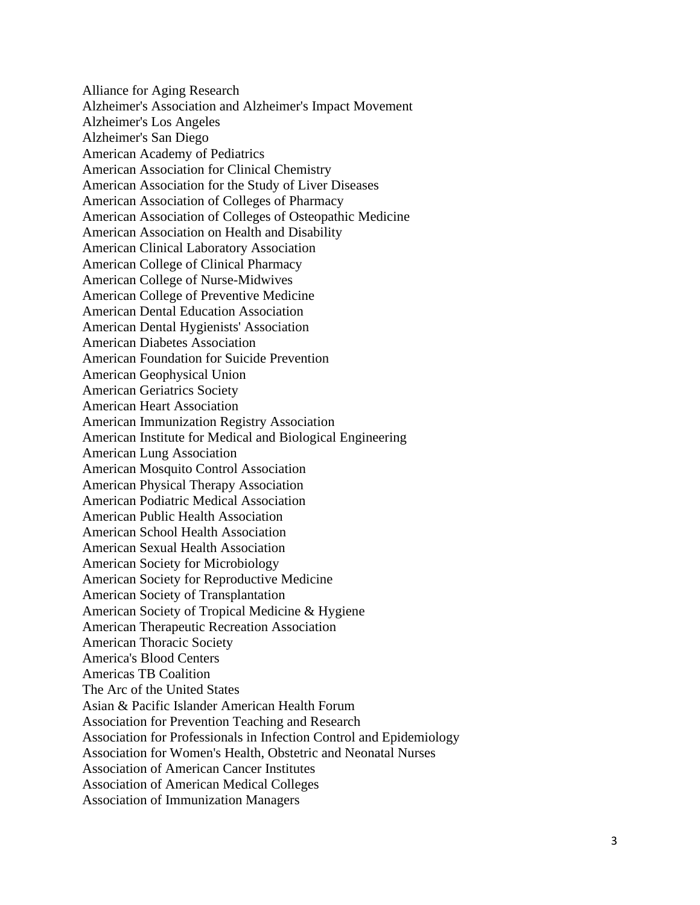Alliance for Aging Research
Alzheimer's Association and Alzheimer's Impact Movement
Alzheimer's Los Angeles
Alzheimer's San Diego
American Academy of Pediatrics
American Association for Clinical Chemistry
American Association for the Study of Liver Diseases
American Association of Colleges of Pharmacy
American Association of Colleges of Osteopathic Medicine
American Association on Health and Disability
American Clinical Laboratory Association
American College of Clinical Pharmacy
American College of Nurse-Midwives
American College of Preventive Medicine
American Dental Education Association
American Dental Hygienists' Association
American Diabetes Association
American Foundation for Suicide Prevention
American Geophysical Union
American Geriatrics Society
American Heart Association
American Immunization Registry Association
American Institute for Medical and Biological Engineering
American Lung Association
American Mosquito Control Association
American Physical Therapy Association
American Podiatric Medical Association
American Public Health Association
American School Health Association
American Sexual Health Association
American Society for Microbiology
American Society for Reproductive Medicine
American Society of Transplantation
American Society of Tropical Medicine & Hygiene
American Therapeutic Recreation Association
American Thoracic Society
America's Blood Centers
Americas TB Coalition
The Arc of the United States
Asian & Pacific Islander American Health Forum
Association for Prevention Teaching and Research
Association for Professionals in Infection Control and Epidemiology
Association for Women's Health, Obstetric and Neonatal Nurses
Association of American Cancer Institutes
Association of American Medical Colleges
Association of Immunization Managers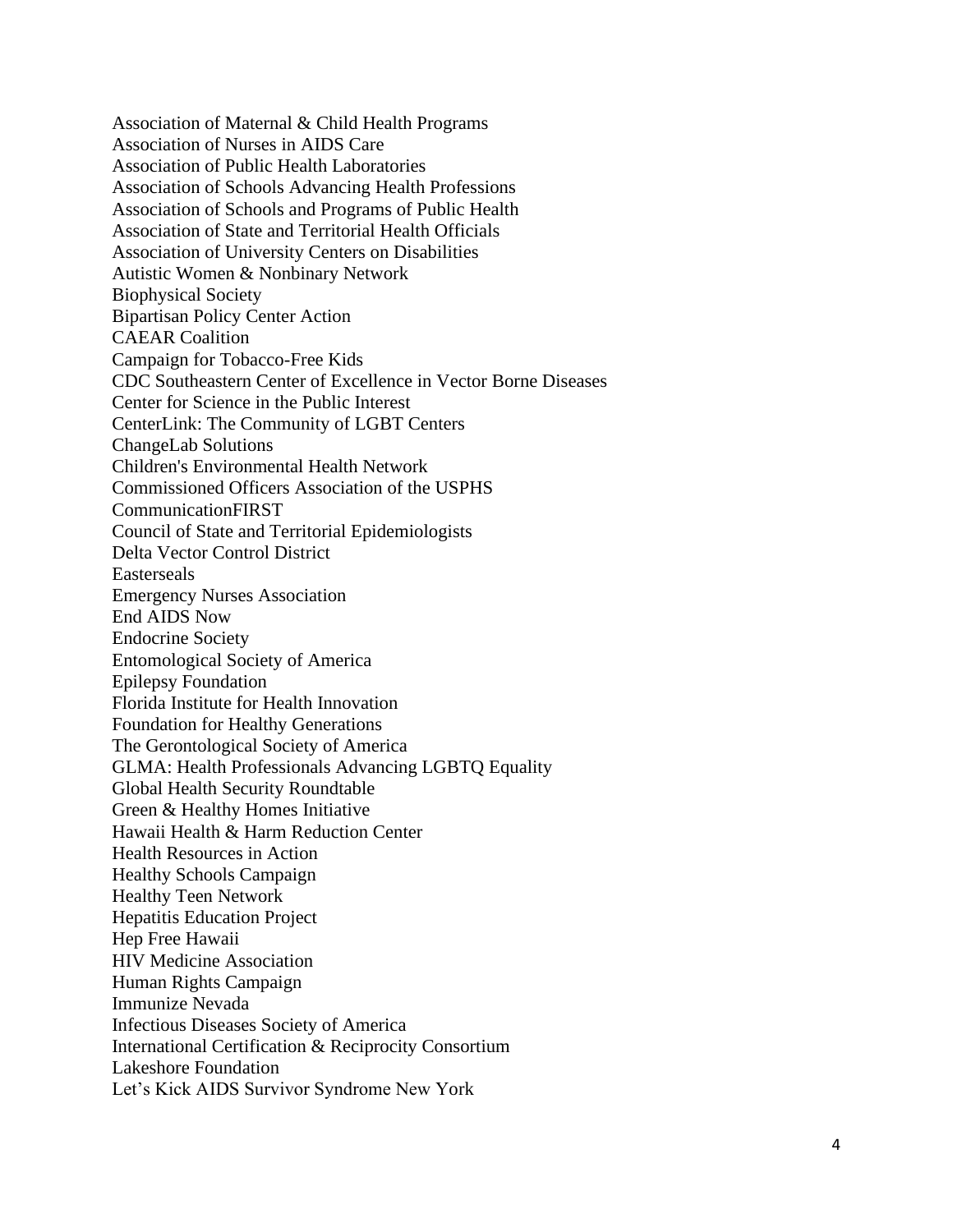Association of Maternal & Child Health Programs
Association of Nurses in AIDS Care
Association of Public Health Laboratories
Association of Schools Advancing Health Professions
Association of Schools and Programs of Public Health
Association of State and Territorial Health Officials
Association of University Centers on Disabilities
Autistic Women & Nonbinary Network
Biophysical Society
Bipartisan Policy Center Action
CAEAR Coalition
Campaign for Tobacco-Free Kids
CDC Southeastern Center of Excellence in Vector Borne Diseases
Center for Science in the Public Interest
CenterLink: The Community of LGBT Centers
ChangeLab Solutions
Children's Environmental Health Network
Commissioned Officers Association of the USPHS
CommunicationFIRST
Council of State and Territorial Epidemiologists
Delta Vector Control District
Easterseals
Emergency Nurses Association
End AIDS Now
Endocrine Society
Entomological Society of America
Epilepsy Foundation
Florida Institute for Health Innovation
Foundation for Healthy Generations
The Gerontological Society of America
GLMA: Health Professionals Advancing LGBTQ Equality
Global Health Security Roundtable
Green & Healthy Homes Initiative
Hawaii Health & Harm Reduction Center
Health Resources in Action
Healthy Schools Campaign
Healthy Teen Network
Hepatitis Education Project
Hep Free Hawaii
HIV Medicine Association
Human Rights Campaign
Immunize Nevada
Infectious Diseases Society of America
International Certification & Reciprocity Consortium
Lakeshore Foundation
Let's Kick AIDS Survivor Syndrome New York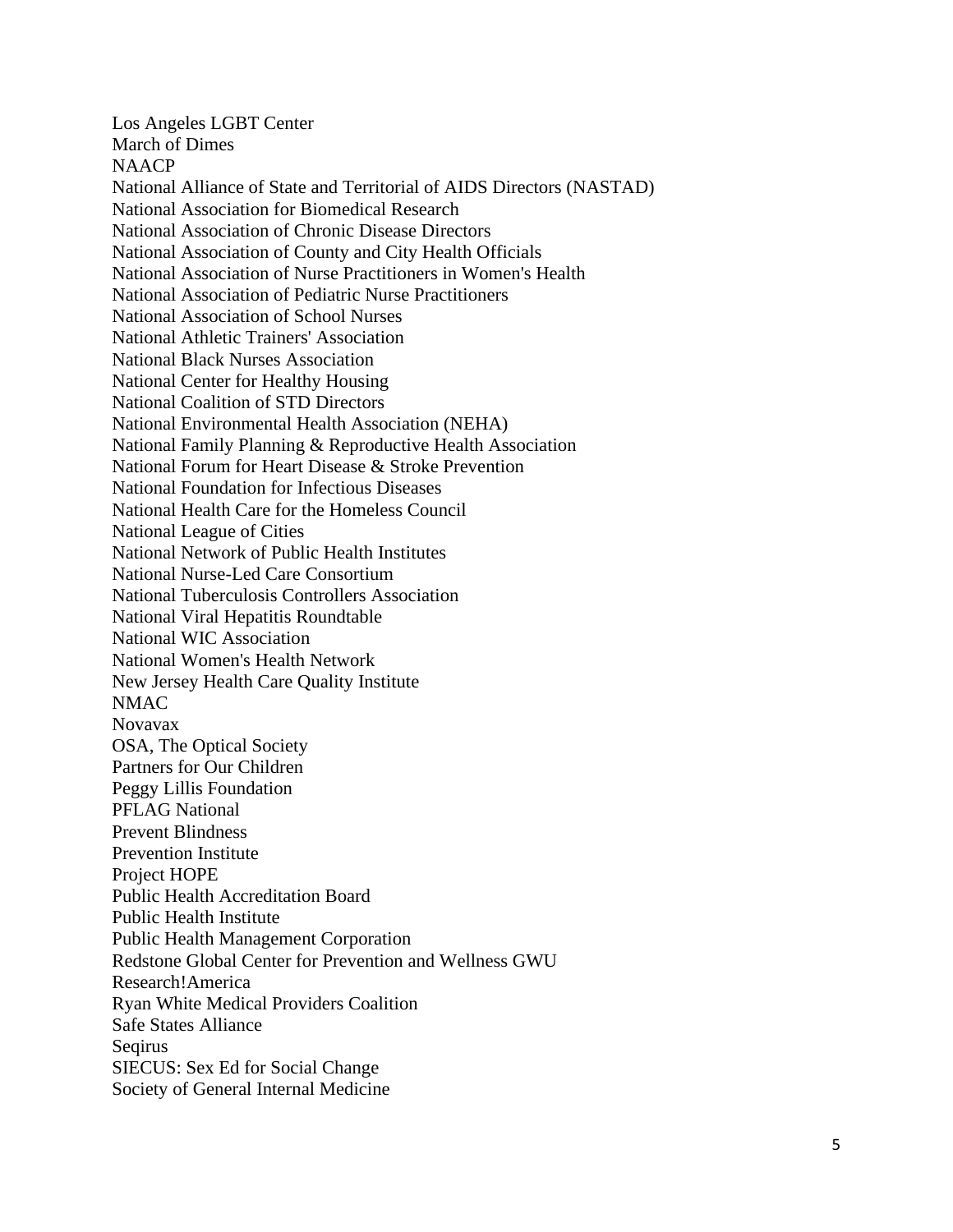Los Angeles LGBT Center
March of Dimes
NAACP
National Alliance of State and Territorial of AIDS Directors (NASTAD)
National Association for Biomedical Research
National Association of Chronic Disease Directors
National Association of County and City Health Officials
National Association of Nurse Practitioners in Women's Health
National Association of Pediatric Nurse Practitioners
National Association of School Nurses
National Athletic Trainers' Association
National Black Nurses Association
National Center for Healthy Housing
National Coalition of STD Directors
National Environmental Health Association (NEHA)
National Family Planning & Reproductive Health Association
National Forum for Heart Disease & Stroke Prevention
National Foundation for Infectious Diseases
National Health Care for the Homeless Council
National League of Cities
National Network of Public Health Institutes
National Nurse-Led Care Consortium
National Tuberculosis Controllers Association
National Viral Hepatitis Roundtable
National WIC Association
National Women's Health Network
New Jersey Health Care Quality Institute
NMAC
Novavax
OSA, The Optical Society
Partners for Our Children
Peggy Lillis Foundation
PFLAG National
Prevent Blindness
Prevention Institute
Project HOPE
Public Health Accreditation Board
Public Health Institute
Public Health Management Corporation
Redstone Global Center for Prevention and Wellness GWU
Research!America
Ryan White Medical Providers Coalition
Safe States Alliance
Seqirus
SIECUS: Sex Ed for Social Change
Society of General Internal Medicine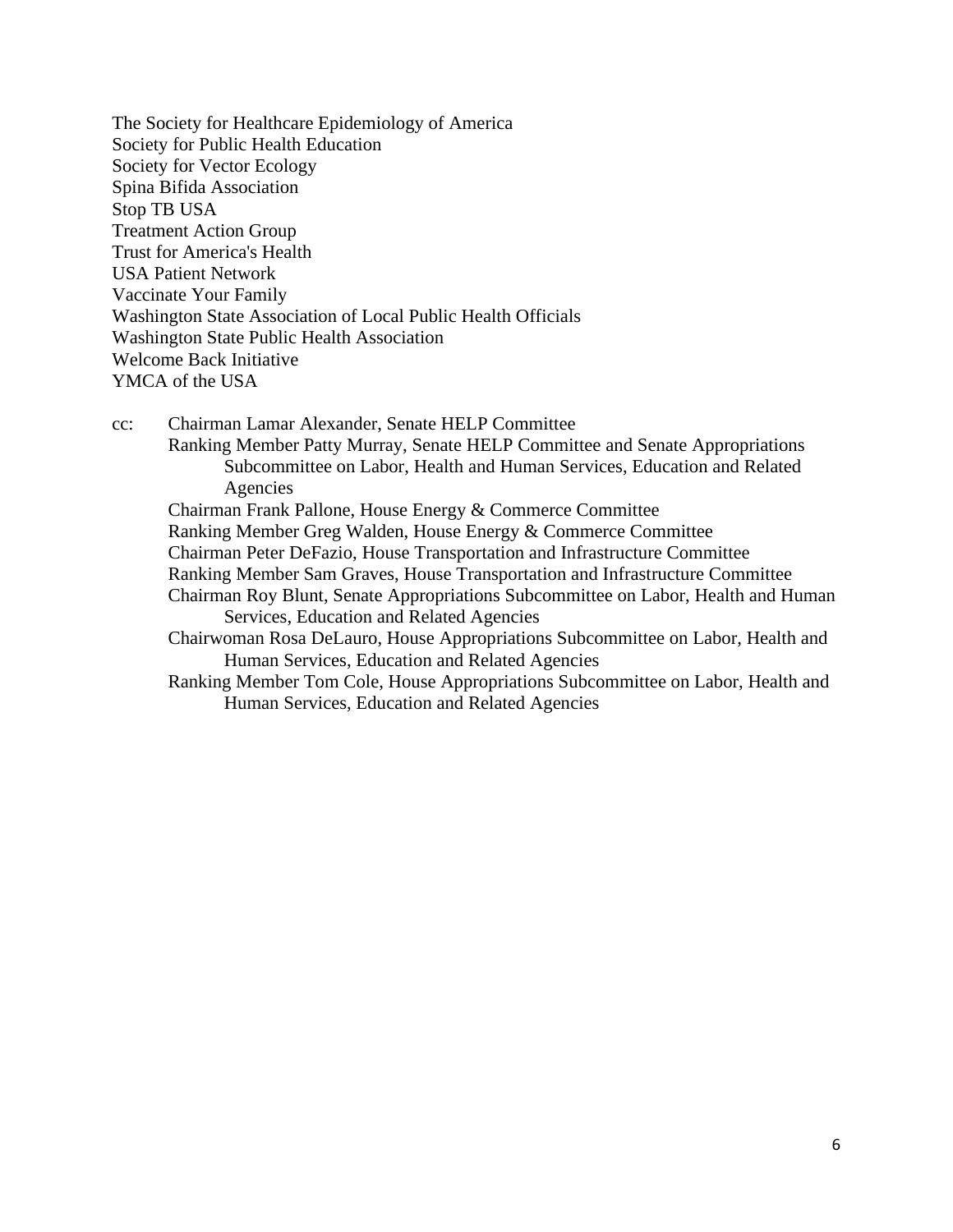The Society for Healthcare Epidemiology of America
Society for Public Health Education
Society for Vector Ecology
Spina Bifida Association
Stop TB USA
Treatment Action Group
Trust for America's Health
USA Patient Network
Vaccinate Your Family
Washington State Association of Local Public Health Officials
Washington State Public Health Association
Welcome Back Initiative
YMCA of the USA

cc: Chairman Lamar Alexander, Senate HELP Committee
Ranking Member Patty Murray, Senate HELP Committee and Senate Appropriations Subcommittee on Labor, Health and Human Services, Education and Related Agencies
Chairman Frank Pallone, House Energy & Commerce Committee
Ranking Member Greg Walden, House Energy & Commerce Committee
Chairman Peter DeFazio, House Transportation and Infrastructure Committee
Ranking Member Sam Graves, House Transportation and Infrastructure Committee
Chairman Roy Blunt, Senate Appropriations Subcommittee on Labor, Health and Human Services, Education and Related Agencies
Chairwoman Rosa DeLauro, House Appropriations Subcommittee on Labor, Health and Human Services, Education and Related Agencies
Ranking Member Tom Cole, House Appropriations Subcommittee on Labor, Health and Human Services, Education and Related Agencies